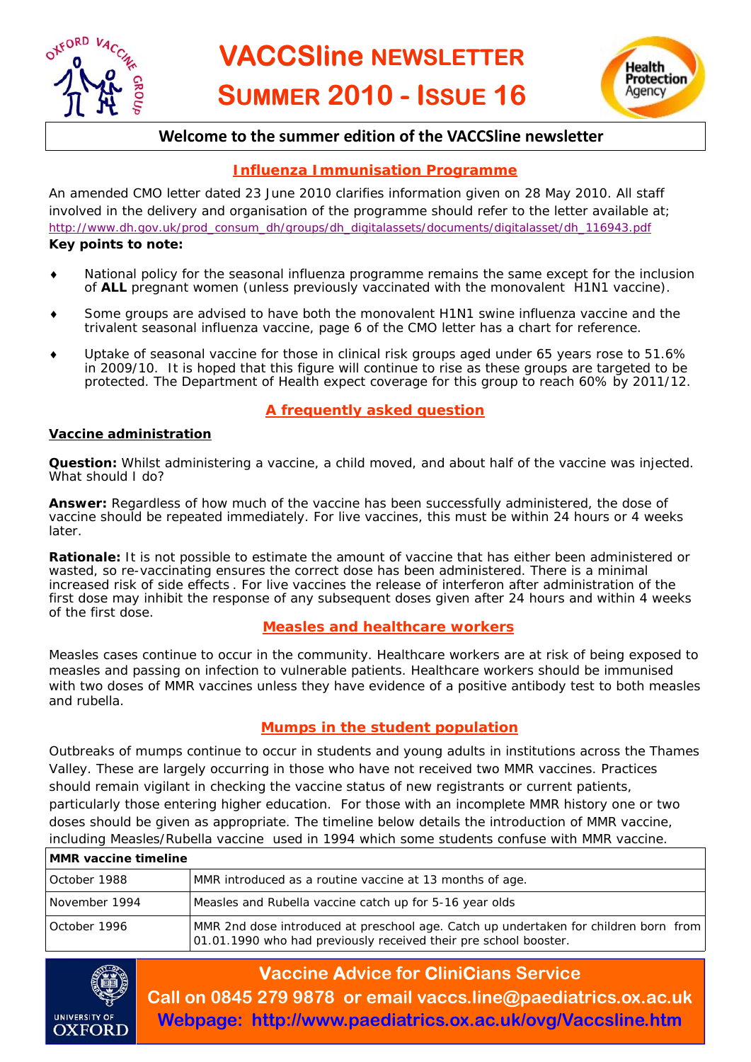# VACCSline NEWSLETTER

# SUMMER 2010 - ISSUE 16

## Welcome to the summer edition of the VACCSline newsletter

### Influenza Immunisation Programme

An amended CMO letter dated 23 June 2010 clarifies information given on 28 May 2010. All staff involved in the delivery and organisation of the programme should refer to the letter available at; http://www.dh.gov.uk/prod_consum_dh/groups/dh_digitalassets/documents/digitalasset/dh_116943.pdf

**Key points to note:**

- National policy for the seasonal influenza programme remains the same except for the inclusion of **ALL** pregnant women (unless previously vaccinated with the monovalent H1N1 vaccine).
- Some groups are advised to have both the monovalent H1N1 swine influenza vaccine and the trivalent seasonal influenza vaccine, page 6 of the CMO letter has a chart for reference.
- Uptake of seasonal vaccine for those in clinical risk groups aged under 65 years rose to 51.6% in 2009/10. It is hoped that this figure will continue to rise as these groups are targeted to be protected. The Department of Health expect coverage for this group to reach 60% by 2011/12.

### A frequently asked question

**Vaccine administration**

**Question:** Whilst administering a vaccine, a child moved, and about half of the vaccine was injected. What should I do?

**Answer:** Regardless of how much of the vaccine has been successfully administered, the dose of vaccine should be repeated immediately. For live vaccines, this must be within 24 hours or 4 weeks later.

**Rationale:** It is not possible to estimate the amount of vaccine that has either been administered or wasted, so re-vaccinating ensures the correct dose has been administered. There is a minimal increased risk of side effects. For live vaccines the release of interferon after administration of the first dose may inhibit the response of any subsequent doses given after 24 hours and within 4 weeks of the first dose.

### Measles and healthcare workers

Measles cases continue to occur in the community. Healthcare workers are at risk of being exposed to measles and passing on infection to vulnerable patients. Healthcare workers should be immunised with two doses of MMR vaccines unless they have evidence of a positive antibody test to both measles and rubella.

### Mumps in the student population

Outbreaks of mumps continue to occur in students and young adults in institutions across the Thames Valley. These are largely occurring in those who have not received two MMR vaccines. Practices should remain vigilant in checking the vaccine status of new registrants or current patients, particularly those entering higher education. For those with an incomplete MMR history one or two doses should be given as appropriate. The timeline below details the introduction of MMR vaccine, including Measles/Rubella vaccine used in 1994 which some students confuse with MMR vaccine.

| **MMR vaccine timeline** | |
|---|---|
| October 1988 | MMR introduced as a routine vaccine at 13 months of age. |
| November 1994 | Measles and Rubella vaccine catch up for 5-16 year olds |
| October 1996 | MMR 2nd dose introduced at preschool age. Catch up undertaken for children born from 01.01.1990 who had previously received their pre school booster. |

**Vaccine Advice for CliniCians Service**

**Call on 0845 279 9878 or email vaccs.line@paediatrics.ox.ac.uk**

**Webpage: http://www.paediatrics.ox.ac.uk/ovg/Vaccsline.htm**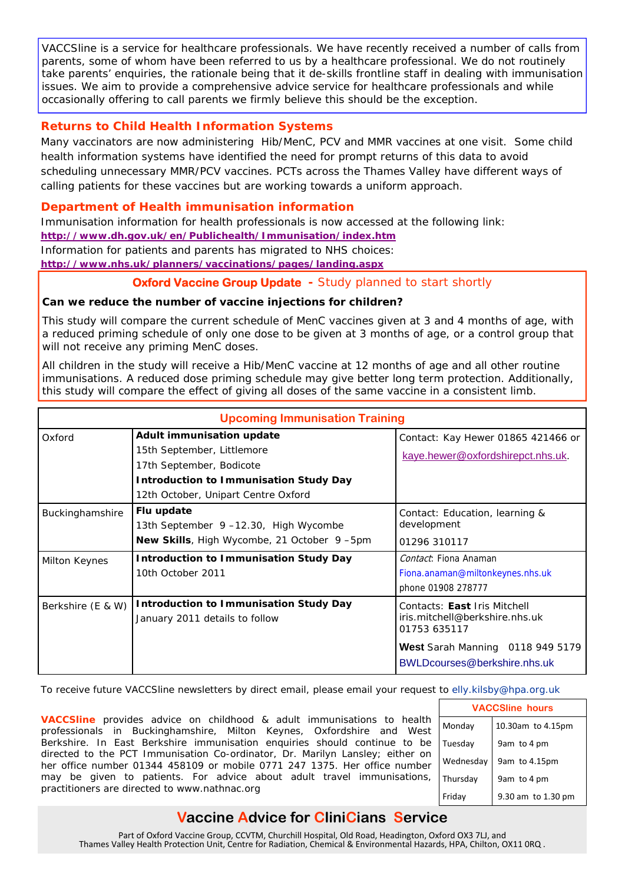VACCSline is a service for healthcare professionals. We have recently received a number of calls from parents, some of whom have been referred to us by a healthcare professional. We do not routinely take parents' enquiries, the rationale being that it de-skills frontline staff in dealing with immunisation issues. We aim to provide a comprehensive advice service for healthcare professionals and while occasionally offering to call parents we firmly believe this should be the exception.

## Returns to Child Health Information Systems

Many vaccinators are now administering Hib/MenC, PCV and MMR vaccines at one visit. Some child health information systems have identified the need for prompt returns of this data to avoid scheduling unnecessary MMR/PCV vaccines. PCTs across the Thames Valley have different ways of calling patients for these vaccines but are working towards a uniform approach.

## Department of Health immunisation information

Immunisation information for health professionals is now accessed at the following link:
**http://www.dh.gov.uk/en/Publichealth/Immunisation/index.htm**
Information for patients and parents has migrated to NHS choices:
**http://www.nhs.uk/planners/vaccinations/pages/landing.aspx**

## Oxford Vaccine Group Update - Study planned to start shortly

**Can we reduce the number of vaccine injections for children?**

This study will compare the current schedule of MenC vaccines given at 3 and 4 months of age, with a reduced priming schedule of only one dose to be given at 3 months of age, or a control group that will not receive any priming MenC doses.

All children in the study will receive a Hib/MenC vaccine at 12 months of age and all other routine immunisations. A reduced dose priming schedule may give better long term protection. Additionally, this study will compare the effect of giving all doses of the same vaccine in a consistent limb.

## Upcoming Immunisation Training

| | | |
|---|---|---|
| Oxford | **Adult immunisation update**<br>15th September, Littlemore<br>17th September, Bodicote<br>**Introduction to Immunisation Study Day**<br>12th October, Unipart Centre Oxford | Contact: Kay Hewer 01865 421466 or kaye.hewer@oxfordshirepct.nhs.uk. |
| Buckinghamshire | **Flu update**<br>13th September 9 –12.30, High Wycombe<br>**New Skills**, High Wycombe, 21 October 9 –5pm | Contact: Education, learning & development<br>01296 310117 |
| Milton Keynes | **Introduction to Immunisation Study Day**<br>10th October 2011 | *Contact*: Fiona Anaman<br>Fiona.anaman@miltonkeynes.nhs.uk<br>phone 01908 278777 |
| Berkshire (E & W) | **Introduction to Immunisation Study Day**<br>January 2011 details to follow | Contacts: **East** Iris Mitchell iris.mitchell@berkshire.nhs.uk 01753 635117<br>**West** Sarah Manning 0118 949 5179<br>BWLDcourses@berkshire.nhs.uk |

To receive future VACCSline newsletters by direct email, please email your request to elly.kilsby@hpa.org.uk

**VACCSline** provides advice on childhood & adult immunisations to health professionals in Buckinghamshire, Milton Keynes, Oxfordshire and West Berkshire. In East Berkshire immunisation enquiries should continue to be directed to the PCT Immunisation Co-ordinator, Dr. Marilyn Lansley; either on her office number 01344 458109 or mobile 0771 247 1375. Her office number may be given to patients. For advice about adult travel immunisations, practitioners are directed to www.nathnac.org

| VACCSline hours | |
|---|---|
| Monday | 10.30am to 4.15pm |
| Tuesday | 9am to 4 pm |
| Wednesday | 9am to 4.15pm |
| Thursday | 9am to 4 pm |
| Friday | 9.30 am to 1.30 pm |

## Vaccine Advice for CliniCians Service

Part of Oxford Vaccine Group, CCVTM, Churchill Hospital, Old Road, Headington, Oxford OX3 7LJ, and Thames Valley Health Protection Unit, Centre for Radiation, Chemical & Environmental Hazards, HPA, Chilton, OX11 0RQ.